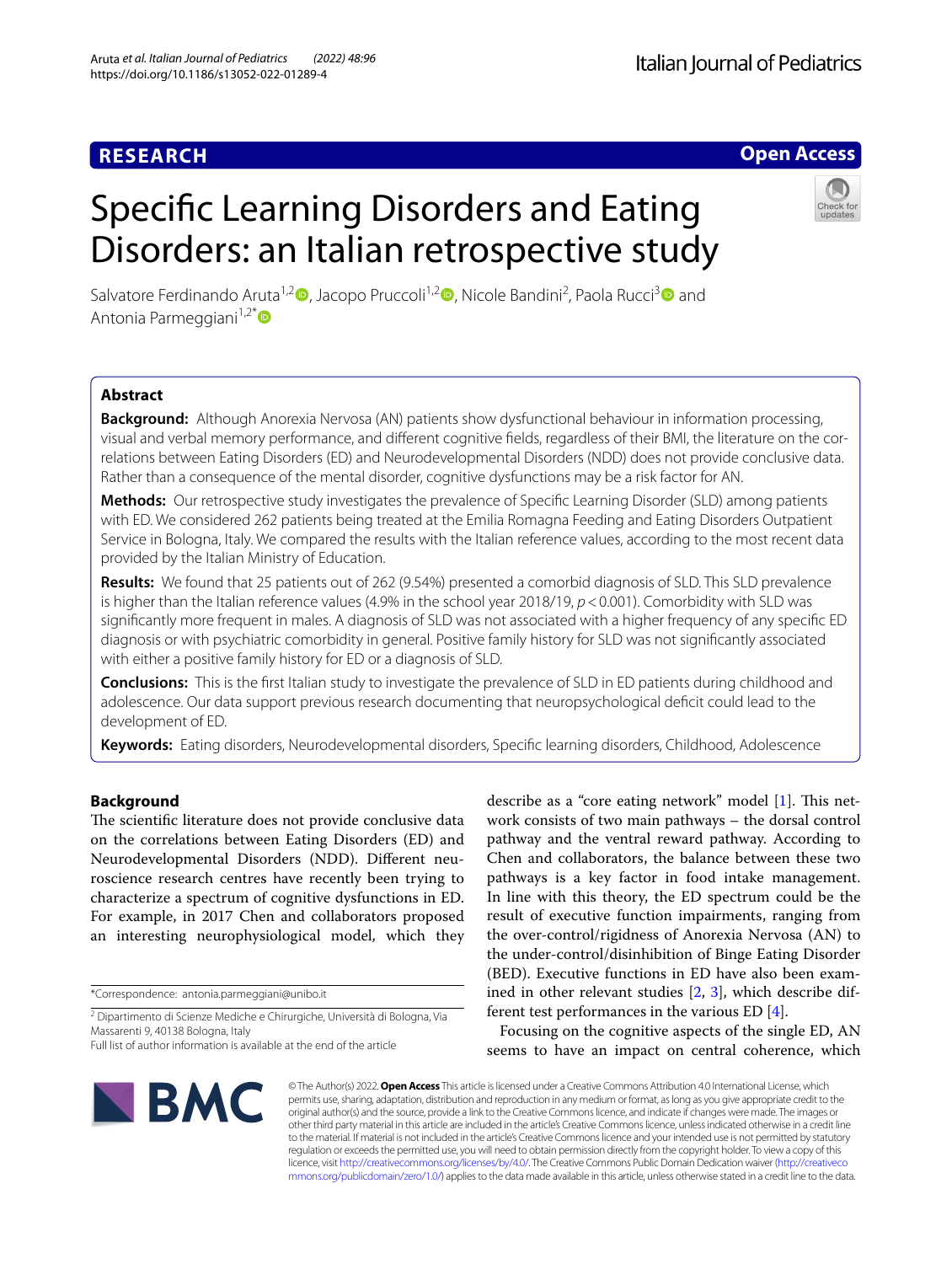RESEARCH

Open Access

# Specific Learning Disorders and Eating Disorders: an Italian retrospective study

Salvatore Ferdinando Aruta[1,2], Jacopo Pruccoli[1,2], Nicole Bandini[2], Paola Rucci[3] and Antonia Parmeggiani[1,2*]

## Abstract

**Background:** Although Anorexia Nervosa (AN) patients show dysfunctional behaviour in information processing, visual and verbal memory performance, and different cognitive fields, regardless of their BMI, the literature on the correlations between Eating Disorders (ED) and Neurodevelopmental Disorders (NDD) does not provide conclusive data. Rather than a consequence of the mental disorder, cognitive dysfunctions may be a risk factor for AN.

**Methods:** Our retrospective study investigates the prevalence of Specific Learning Disorder (SLD) among patients with ED. We considered 262 patients being treated at the Emilia Romagna Feeding and Eating Disorders Outpatient Service in Bologna, Italy. We compared the results with the Italian reference values, according to the most recent data provided by the Italian Ministry of Education.

**Results:** We found that 25 patients out of 262 (9.54%) presented a comorbid diagnosis of SLD. This SLD prevalence is higher than the Italian reference values (4.9% in the school year 2018/19, $p < 0.001$). Comorbidity with SLD was significantly more frequent in males. A diagnosis of SLD was not associated with a higher frequency of any specific ED diagnosis or with psychiatric comorbidity in general. Positive family history for SLD was not significantly associated with either a positive family history for ED or a diagnosis of SLD.

**Conclusions:** This is the first Italian study to investigate the prevalence of SLD in ED patients during childhood and adolescence. Our data support previous research documenting that neuropsychological deficit could lead to the development of ED.

**Keywords:** Eating disorders, Neurodevelopmental disorders, Specific learning disorders, Childhood, Adolescence

## Background

The scientific literature does not provide conclusive data on the correlations between Eating Disorders (ED) and Neurodevelopmental Disorders (NDD). Different neuroscience research centres have recently been trying to characterize a spectrum of cognitive dysfunctions in ED. For example, in 2017 Chen and collaborators proposed an interesting neurophysiological model, which they describe as a "core eating network" model [1]. This network consists of two main pathways – the dorsal control pathway and the ventral reward pathway. According to Chen and collaborators, the balance between these two pathways is a key factor in food intake management. In line with this theory, the ED spectrum could be the result of executive function impairments, ranging from the over-control/rigidness of Anorexia Nervosa (AN) to the under-control/disinhibition of Binge Eating Disorder (BED). Executive functions in ED have also been examined in other relevant studies [2, 3], which describe different test performances in the various ED [4].

Focusing on the cognitive aspects of the single ED, AN seems to have an impact on central coherence, which

*Correspondence: antonia.parmeggiani@unibo.it

[2] Dipartimento di Scienze Mediche e Chirurgiche, Università di Bologna, Via Massarenti 9, 40138 Bologna, Italy

Full list of author information is available at the end of the article

© The Author(s) 2022. **Open Access** This article is licensed under a Creative Commons Attribution 4.0 International License, which permits use, sharing, adaptation, distribution and reproduction in any medium or format, as long as you give appropriate credit to the original author(s) and the source, provide a link to the Creative Commons licence, and indicate if changes were made. The images or other third party material in this article are included in the article's Creative Commons licence, unless indicated otherwise in a credit line to the material. If material is not included in the article's Creative Commons licence and your intended use is not permitted by statutory regulation or exceeds the permitted use, you will need to obtain permission directly from the copyright holder. To view a copy of this licence, visit http://creativecommons.org/licenses/by/4.0/. The Creative Commons Public Domain Dedication waiver (http://creativecommons.org/publicdomain/zero/1.0/) applies to the data made available in this article, unless otherwise stated in a credit line to the data.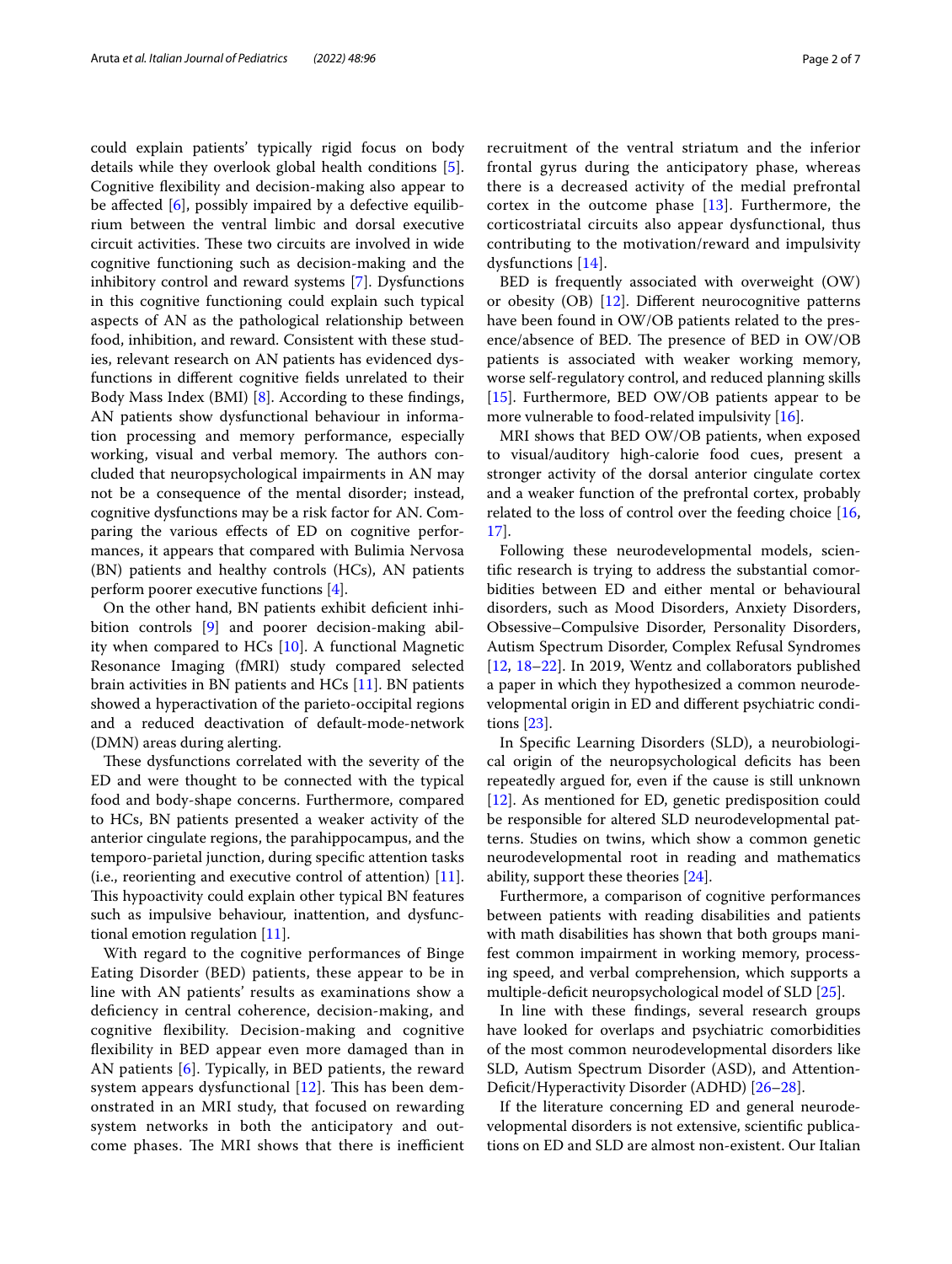could explain patients' typically rigid focus on body details while they overlook global health conditions [5]. Cognitive flexibility and decision-making also appear to be affected [6], possibly impaired by a defective equilibrium between the ventral limbic and dorsal executive circuit activities. These two circuits are involved in wide cognitive functioning such as decision-making and the inhibitory control and reward systems [7]. Dysfunctions in this cognitive functioning could explain such typical aspects of AN as the pathological relationship between food, inhibition, and reward. Consistent with these studies, relevant research on AN patients has evidenced dysfunctions in different cognitive fields unrelated to their Body Mass Index (BMI) [8]. According to these findings, AN patients show dysfunctional behaviour in information processing and memory performance, especially working, visual and verbal memory. The authors concluded that neuropsychological impairments in AN may not be a consequence of the mental disorder; instead, cognitive dysfunctions may be a risk factor for AN. Comparing the various effects of ED on cognitive performances, it appears that compared with Bulimia Nervosa (BN) patients and healthy controls (HCs), AN patients perform poorer executive functions [4].

On the other hand, BN patients exhibit deficient inhibition controls [9] and poorer decision-making ability when compared to HCs [10]. A functional Magnetic Resonance Imaging (fMRI) study compared selected brain activities in BN patients and HCs [11]. BN patients showed a hyperactivation of the parieto-occipital regions and a reduced deactivation of default-mode-network (DMN) areas during alerting.

These dysfunctions correlated with the severity of the ED and were thought to be connected with the typical food and body-shape concerns. Furthermore, compared to HCs, BN patients presented a weaker activity of the anterior cingulate regions, the parahippocampus, and the temporo-parietal junction, during specific attention tasks (i.e., reorienting and executive control of attention) [11]. This hypoactivity could explain other typical BN features such as impulsive behaviour, inattention, and dysfunctional emotion regulation [11].

With regard to the cognitive performances of Binge Eating Disorder (BED) patients, these appear to be in line with AN patients' results as examinations show a deficiency in central coherence, decision-making, and cognitive flexibility. Decision-making and cognitive flexibility in BED appear even more damaged than in AN patients [6]. Typically, in BED patients, the reward system appears dysfunctional [12]. This has been demonstrated in an MRI study, that focused on rewarding system networks in both the anticipatory and outcome phases. The MRI shows that there is inefficient recruitment of the ventral striatum and the inferior frontal gyrus during the anticipatory phase, whereas there is a decreased activity of the medial prefrontal cortex in the outcome phase [13]. Furthermore, the corticostriatal circuits also appear dysfunctional, thus contributing to the motivation/reward and impulsivity dysfunctions [14].

BED is frequently associated with overweight (OW) or obesity (OB) [12]. Different neurocognitive patterns have been found in OW/OB patients related to the presence/absence of BED. The presence of BED in OW/OB patients is associated with weaker working memory, worse self-regulatory control, and reduced planning skills [15]. Furthermore, BED OW/OB patients appear to be more vulnerable to food-related impulsivity [16].

MRI shows that BED OW/OB patients, when exposed to visual/auditory high-calorie food cues, present a stronger activity of the dorsal anterior cingulate cortex and a weaker function of the prefrontal cortex, probably related to the loss of control over the feeding choice [16, 17].

Following these neurodevelopmental models, scientific research is trying to address the substantial comorbidities between ED and either mental or behavioural disorders, such as Mood Disorders, Anxiety Disorders, Obsessive–Compulsive Disorder, Personality Disorders, Autism Spectrum Disorder, Complex Refusal Syndromes [12, 18–22]. In 2019, Wentz and collaborators published a paper in which they hypothesized a common neurodevelopmental origin in ED and different psychiatric conditions [23].

In Specific Learning Disorders (SLD), a neurobiological origin of the neuropsychological deficits has been repeatedly argued for, even if the cause is still unknown [12]. As mentioned for ED, genetic predisposition could be responsible for altered SLD neurodevelopmental patterns. Studies on twins, which show a common genetic neurodevelopmental root in reading and mathematics ability, support these theories [24].

Furthermore, a comparison of cognitive performances between patients with reading disabilities and patients with math disabilities has shown that both groups manifest common impairment in working memory, processing speed, and verbal comprehension, which supports a multiple-deficit neuropsychological model of SLD [25].

In line with these findings, several research groups have looked for overlaps and psychiatric comorbidities of the most common neurodevelopmental disorders like SLD, Autism Spectrum Disorder (ASD), and Attention-Deficit/Hyperactivity Disorder (ADHD) [26–28].

If the literature concerning ED and general neurodevelopmental disorders is not extensive, scientific publications on ED and SLD are almost non-existent. Our Italian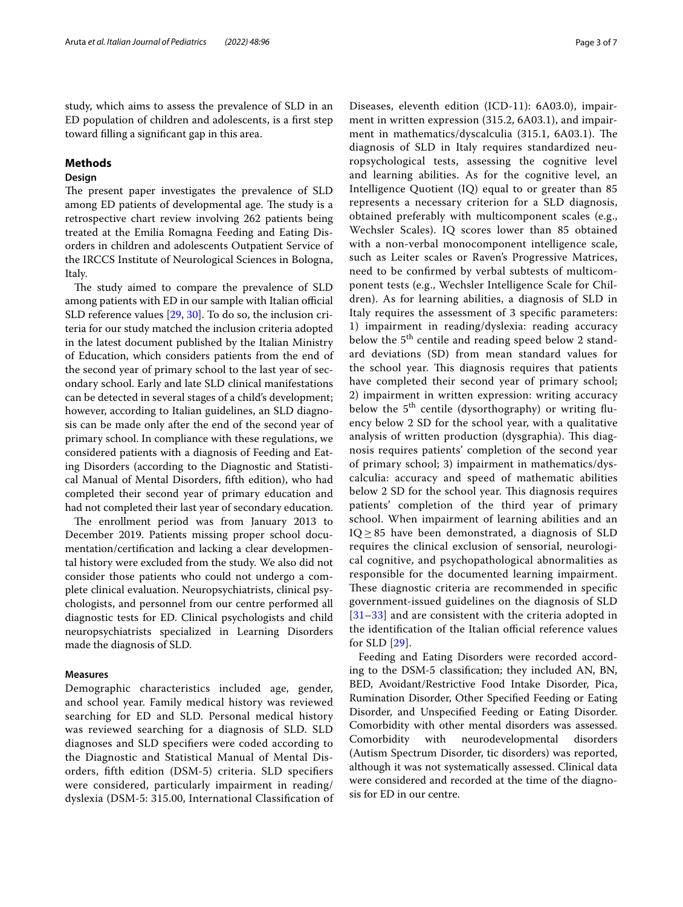study, which aims to assess the prevalence of SLD in an ED population of children and adolescents, is a first step toward filling a significant gap in this area.

## Methods

### Design

The present paper investigates the prevalence of SLD among ED patients of developmental age. The study is a retrospective chart review involving 262 patients being treated at the Emilia Romagna Feeding and Eating Disorders in children and adolescents Outpatient Service of the IRCCS Institute of Neurological Sciences in Bologna, Italy.

The study aimed to compare the prevalence of SLD among patients with ED in our sample with Italian official SLD reference values [29, 30]. To do so, the inclusion criteria for our study matched the inclusion criteria adopted in the latest document published by the Italian Ministry of Education, which considers patients from the end of the second year of primary school to the last year of secondary school. Early and late SLD clinical manifestations can be detected in several stages of a child's development; however, according to Italian guidelines, an SLD diagnosis can be made only after the end of the second year of primary school. In compliance with these regulations, we considered patients with a diagnosis of Feeding and Eating Disorders (according to the Diagnostic and Statistical Manual of Mental Disorders, fifth edition), who had completed their second year of primary education and had not completed their last year of secondary education.

The enrollment period was from January 2013 to December 2019. Patients missing proper school documentation/certification and lacking a clear developmental history were excluded from the study. We also did not consider those patients who could not undergo a complete clinical evaluation. Neuropsychiatrists, clinical psychologists, and personnel from our centre performed all diagnostic tests for ED. Clinical psychologists and child neuropsychiatrists specialized in Learning Disorders made the diagnosis of SLD.

### Measures

Demographic characteristics included age, gender, and school year. Family medical history was reviewed searching for ED and SLD. Personal medical history was reviewed searching for a diagnosis of SLD. SLD diagnoses and SLD specifiers were coded according to the Diagnostic and Statistical Manual of Mental Disorders, fifth edition (DSM-5) criteria. SLD specifiers were considered, particularly impairment in reading/dyslexia (DSM-5: 315.00, International Classification of Diseases, eleventh edition (ICD-11): 6A03.0), impairment in written expression (315.2, 6A03.1), and impairment in mathematics/dyscalculia (315.1, 6A03.1). The diagnosis of SLD in Italy requires standardized neuropsychological tests, assessing the cognitive level and learning abilities. As for the cognitive level, an Intelligence Quotient (IQ) equal to or greater than 85 represents a necessary criterion for a SLD diagnosis, obtained preferably with multicomponent scales (e.g., Wechsler Scales). IQ scores lower than 85 obtained with a non-verbal monocomponent intelligence scale, such as Leiter scales or Raven's Progressive Matrices, need to be confirmed by verbal subtests of multicomponent tests (e.g., Wechsler Intelligence Scale for Children). As for learning abilities, a diagnosis of SLD in Italy requires the assessment of 3 specific parameters: 1) impairment in reading/dyslexia: reading accuracy below the 5[th] centile and reading speed below 2 standard deviations (SD) from mean standard values for the school year. This diagnosis requires that patients have completed their second year of primary school; 2) impairment in written expression: writing accuracy below the 5[th] centile (dysorthography) or writing fluency below 2 SD for the school year, with a qualitative analysis of written production (dysgraphia). This diagnosis requires patients' completion of the second year of primary school; 3) impairment in mathematics/dyscalculia: accuracy and speed of mathematic abilities below 2 SD for the school year. This diagnosis requires patients' completion of the third year of primary school. When impairment of learning abilities and an IQ $\geq$ 85 have been demonstrated, a diagnosis of SLD requires the clinical exclusion of sensorial, neurological cognitive, and psychopathological abnormalities as responsible for the documented learning impairment. These diagnostic criteria are recommended in specific government-issued guidelines on the diagnosis of SLD [31–33] and are consistent with the criteria adopted in the identification of the Italian official reference values for SLD [29].

Feeding and Eating Disorders were recorded according to the DSM-5 classification; they included AN, BN, BED, Avoidant/Restrictive Food Intake Disorder, Pica, Rumination Disorder, Other Specified Feeding or Eating Disorder, and Unspecified Feeding or Eating Disorder. Comorbidity with other mental disorders was assessed. Comorbidity with neurodevelopmental disorders (Autism Spectrum Disorder, tic disorders) was reported, although it was not systematically assessed. Clinical data were considered and recorded at the time of the diagnosis for ED in our centre.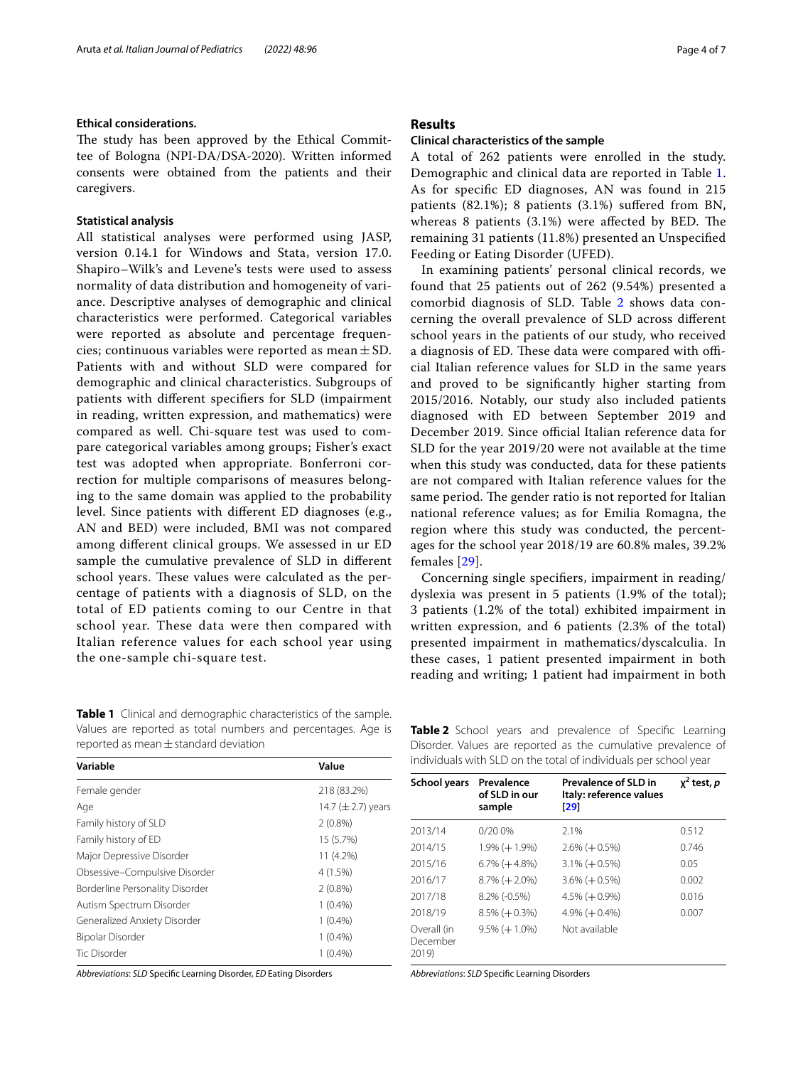### Ethical considerations.

The study has been approved by the Ethical Committee of Bologna (NPI-DA/DSA-2020). Written informed consents were obtained from the patients and their caregivers.

### Statistical analysis

All statistical analyses were performed using JASP, version 0.14.1 for Windows and Stata, version 17.0. Shapiro–Wilk's and Levene's tests were used to assess normality of data distribution and homogeneity of variance. Descriptive analyses of demographic and clinical characteristics were performed. Categorical variables were reported as absolute and percentage frequencies; continuous variables were reported as mean ± SD. Patients with and without SLD were compared for demographic and clinical characteristics. Subgroups of patients with different specifiers for SLD (impairment in reading, written expression, and mathematics) were compared as well. Chi-square test was used to compare categorical variables among groups; Fisher's exact test was adopted when appropriate. Bonferroni correction for multiple comparisons of measures belonging to the same domain was applied to the probability level. Since patients with different ED diagnoses (e.g., AN and BED) were included, BMI was not compared among different clinical groups. We assessed in ur ED sample the cumulative prevalence of SLD in different school years. These values were calculated as the percentage of patients with a diagnosis of SLD, on the total of ED patients coming to our Centre in that school year. These data were then compared with Italian reference values for each school year using the one-sample chi-square test.

**Table 1** Clinical and demographic characteristics of the sample. Values are reported as total numbers and percentages. Age is reported as mean ± standard deviation

| Variable | Value |
|---|---|
| Female gender | 218 (83.2%) |
| Age | 14.7 (± 2.7) years |
| Family history of SLD | 2 (0.8%) |
| Family history of ED | 15 (5.7%) |
| Major Depressive Disorder | 11 (4.2%) |
| Obsessive–Compulsive Disorder | 4 (1.5%) |
| Borderline Personality Disorder | 2 (0.8%) |
| Autism Spectrum Disorder | 1 (0.4%) |
| Generalized Anxiety Disorder | 1 (0.4%) |
| Bipolar Disorder | 1 (0.4%) |
| Tic Disorder | 1 (0.4%) |

*Abbreviations*: *SLD* Specific Learning Disorder, *ED* Eating Disorders

## Results

### Clinical characteristics of the sample

A total of 262 patients were enrolled in the study. Demographic and clinical data are reported in Table 1. As for specific ED diagnoses, AN was found in 215 patients (82.1%); 8 patients (3.1%) suffered from BN, whereas 8 patients (3.1%) were affected by BED. The remaining 31 patients (11.8%) presented an Unspecified Feeding or Eating Disorder (UFED).

In examining patients' personal clinical records, we found that 25 patients out of 262 (9.54%) presented a comorbid diagnosis of SLD. Table 2 shows data concerning the overall prevalence of SLD across different school years in the patients of our study, who received a diagnosis of ED. These data were compared with official Italian reference values for SLD in the same years and proved to be significantly higher starting from 2015/2016. Notably, our study also included patients diagnosed with ED between September 2019 and December 2019. Since official Italian reference data for SLD for the year 2019/20 were not available at the time when this study was conducted, data for these patients are not compared with Italian reference values for the same period. The gender ratio is not reported for Italian national reference values; as for Emilia Romagna, the region where this study was conducted, the percentages for the school year 2018/19 are 60.8% males, 39.2% females [29].

Concerning single specifiers, impairment in reading/dyslexia was present in 5 patients (1.9% of the total); 3 patients (1.2% of the total) exhibited impairment in written expression, and 6 patients (2.3% of the total) presented impairment in mathematics/dyscalculia. In these cases, 1 patient presented impairment in both reading and writing; 1 patient had impairment in both

**Table 2** School years and prevalence of Specific Learning Disorder. Values are reported as the cumulative prevalence of individuals with SLD on the total of individuals per school year

| School years | Prevalence of SLD in our sample | Prevalence of SLD in Italy: reference values [29] | $\chi^2$ test, *p* |
|---|---|---|---|
| 2013/14 | 0/20 0% | 2.1% | 0.512 |
| 2014/15 | 1.9% (+ 1.9%) | 2.6% (+ 0.5%) | 0.746 |
| 2015/16 | 6.7% (+ 4.8%) | 3.1% (+ 0.5%) | 0.05 |
| 2016/17 | 8.7% (+ 2.0%) | 3.6% (+ 0.5%) | 0.002 |
| 2017/18 | 8.2% (-0.5%) | 4.5% (+ 0.9%) | 0.016 |
| 2018/19 | 8.5% (+ 0.3%) | 4.9% (+ 0.4%) | 0.007 |
| Overall (in December 2019) | 9.5% (+ 1.0%) | Not available | |

*Abbreviations*: *SLD* Specific Learning Disorders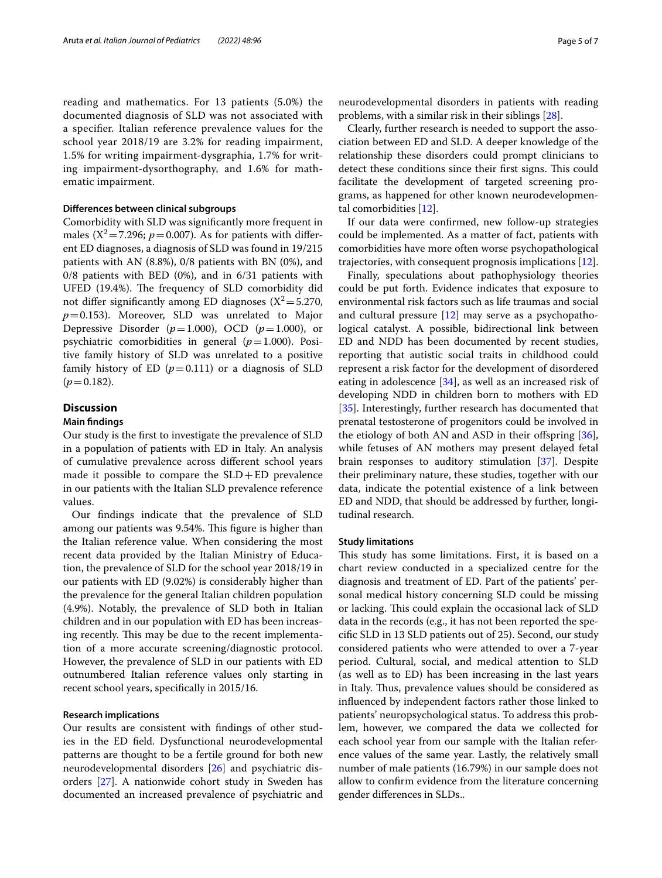reading and mathematics. For 13 patients (5.0%) the documented diagnosis of SLD was not associated with a specifier. Italian reference prevalence values for the school year 2018/19 are 3.2% for reading impairment, 1.5% for writing impairment-dysgraphia, 1.7% for writing impairment-dysorthography, and 1.6% for mathematic impairment.

#### Differences between clinical subgroups

Comorbidity with SLD was significantly more frequent in males ($X^2=7.296$; $p=0.007$). As for patients with different ED diagnoses, a diagnosis of SLD was found in 19/215 patients with AN (8.8%), 0/8 patients with BN (0%), and 0/8 patients with BED (0%), and in 6/31 patients with UFED (19.4%). The frequency of SLD comorbidity did not differ significantly among ED diagnoses ($X^2=5.270$, $p=0.153$). Moreover, SLD was unrelated to Major Depressive Disorder ($p=1.000$), OCD ($p=1.000$), or psychiatric comorbidities in general ($p=1.000$). Positive family history of SLD was unrelated to a positive family history of ED ($p=0.111$) or a diagnosis of SLD ($p=0.182$).

## Discussion

#### Main findings

Our study is the first to investigate the prevalence of SLD in a population of patients with ED in Italy. An analysis of cumulative prevalence across different school years made it possible to compare the SLD+ED prevalence in our patients with the Italian SLD prevalence reference values.

Our findings indicate that the prevalence of SLD among our patients was 9.54%. This figure is higher than the Italian reference value. When considering the most recent data provided by the Italian Ministry of Education, the prevalence of SLD for the school year 2018/19 in our patients with ED (9.02%) is considerably higher than the prevalence for the general Italian children population (4.9%). Notably, the prevalence of SLD both in Italian children and in our population with ED has been increasing recently. This may be due to the recent implementation of a more accurate screening/diagnostic protocol. However, the prevalence of SLD in our patients with ED outnumbered Italian reference values only starting in recent school years, specifically in 2015/16.

#### Research implications

Our results are consistent with findings of other studies in the ED field. Dysfunctional neurodevelopmental patterns are thought to be a fertile ground for both new neurodevelopmental disorders [26] and psychiatric disorders [27]. A nationwide cohort study in Sweden has documented an increased prevalence of psychiatric and neurodevelopmental disorders in patients with reading problems, with a similar risk in their siblings [28].

Clearly, further research is needed to support the association between ED and SLD. A deeper knowledge of the relationship these disorders could prompt clinicians to detect these conditions since their first signs. This could facilitate the development of targeted screening programs, as happened for other known neurodevelopmental comorbidities [12].

If our data were confirmed, new follow-up strategies could be implemented. As a matter of fact, patients with comorbidities have more often worse psychopathological trajectories, with consequent prognosis implications [12].

Finally, speculations about pathophysiology theories could be put forth. Evidence indicates that exposure to environmental risk factors such as life traumas and social and cultural pressure [12] may serve as a psychopathological catalyst. A possible, bidirectional link between ED and NDD has been documented by recent studies, reporting that autistic social traits in childhood could represent a risk factor for the development of disordered eating in adolescence [34], as well as an increased risk of developing NDD in children born to mothers with ED [35]. Interestingly, further research has documented that prenatal testosterone of progenitors could be involved in the etiology of both AN and ASD in their offspring [36], while fetuses of AN mothers may present delayed fetal brain responses to auditory stimulation [37]. Despite their preliminary nature, these studies, together with our data, indicate the potential existence of a link between ED and NDD, that should be addressed by further, longitudinal research.

#### Study limitations

This study has some limitations. First, it is based on a chart review conducted in a specialized centre for the diagnosis and treatment of ED. Part of the patients' personal medical history concerning SLD could be missing or lacking. This could explain the occasional lack of SLD data in the records (e.g., it has not been reported the specific SLD in 13 SLD patients out of 25). Second, our study considered patients who were attended to over a 7-year period. Cultural, social, and medical attention to SLD (as well as to ED) has been increasing in the last years in Italy. Thus, prevalence values should be considered as influenced by independent factors rather those linked to patients' neuropsychological status. To address this problem, however, we compared the data we collected for each school year from our sample with the Italian reference values of the same year. Lastly, the relatively small number of male patients (16.79%) in our sample does not allow to confirm evidence from the literature concerning gender differences in SLDs..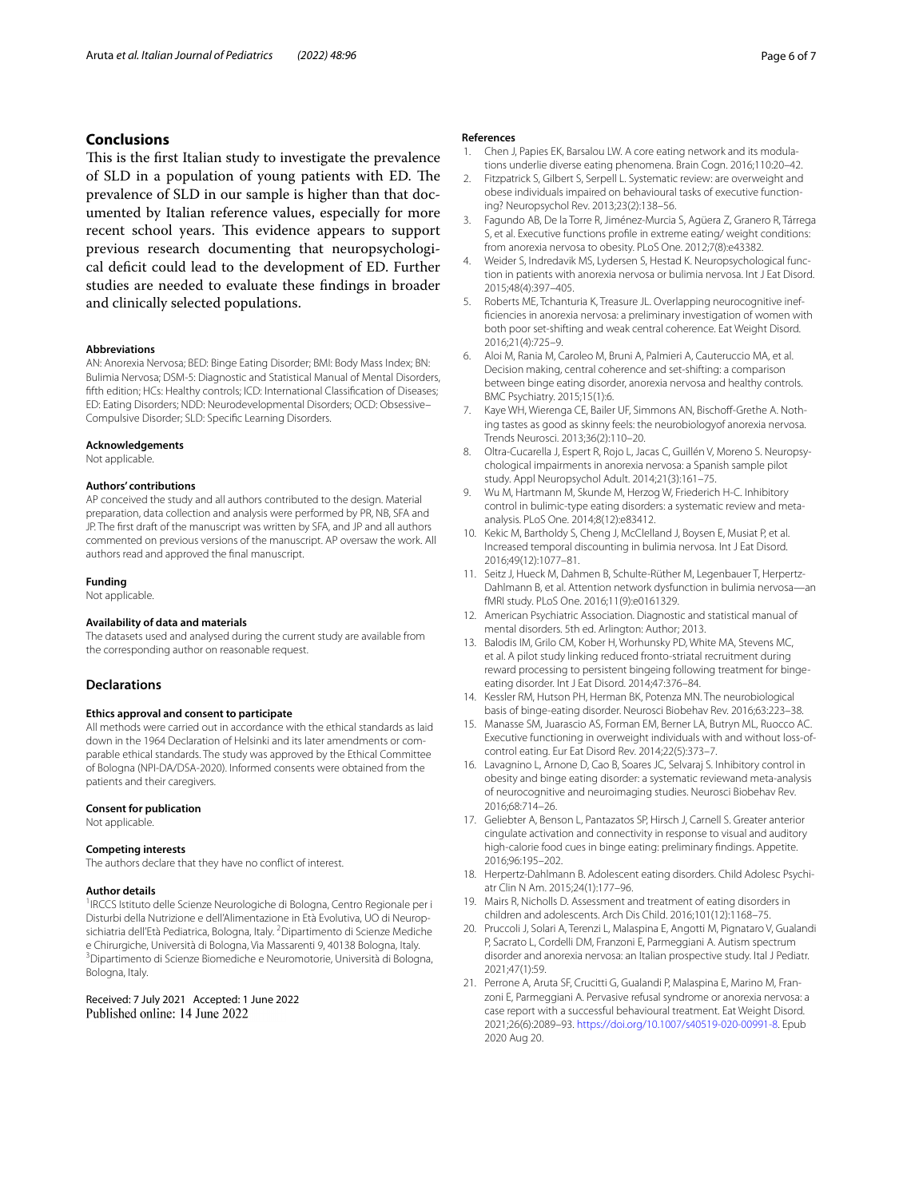## Conclusions

This is the first Italian study to investigate the prevalence of SLD in a population of young patients with ED. The prevalence of SLD in our sample is higher than that documented by Italian reference values, especially for more recent school years. This evidence appears to support previous research documenting that neuropsychological deficit could lead to the development of ED. Further studies are needed to evaluate these findings in broader and clinically selected populations.

#### Abbreviations

AN: Anorexia Nervosa; BED: Binge Eating Disorder; BMI: Body Mass Index; BN: Bulimia Nervosa; DSM-5: Diagnostic and Statistical Manual of Mental Disorders, fifth edition; HCs: Healthy controls; ICD: International Classification of Diseases; ED: Eating Disorders; NDD: Neurodevelopmental Disorders; OCD: Obsessive–Compulsive Disorder; SLD: Specific Learning Disorders.

#### Acknowledgements

Not applicable.

#### Authors' contributions

AP conceived the study and all authors contributed to the design. Material preparation, data collection and analysis were performed by PR, NB, SFA and JP. The first draft of the manuscript was written by SFA, and JP and all authors commented on previous versions of the manuscript. AP oversaw the work. All authors read and approved the final manuscript.

#### Funding

Not applicable.

#### Availability of data and materials

The datasets used and analysed during the current study are available from the corresponding author on reasonable request.

## Declarations

#### Ethics approval and consent to participate

All methods were carried out in accordance with the ethical standards as laid down in the 1964 Declaration of Helsinki and its later amendments or comparable ethical standards. The study was approved by the Ethical Committee of Bologna (NPI-DA/DSA-2020). Informed consents were obtained from the patients and their caregivers.

#### Consent for publication

Not applicable.

#### Competing interests

The authors declare that they have no conflict of interest.

#### Author details

[1]IRCCS Istituto delle Scienze Neurologiche di Bologna, Centro Regionale per i Disturbi della Nutrizione e dell'Alimentazione in Età Evolutiva, UO di Neuropsichiatria dell'Età Pediatrica, Bologna, Italy. [2]Dipartimento di Scienze Mediche e Chirurgiche, Università di Bologna, Via Massarenti 9, 40138 Bologna, Italy. [3]Dipartimento di Scienze Biomediche e Neuromotorie, Università di Bologna, Bologna, Italy.

Received: 7 July 2021 Accepted: 1 June 2022
Published online: 14 June 2022

#### References

1. Chen J, Papies EK, Barsalou LW. A core eating network and its modulations underlie diverse eating phenomena. Brain Cogn. 2016;110:20–42.
2. Fitzpatrick S, Gilbert S, Serpell L. Systematic review: are overweight and obese individuals impaired on behavioural tasks of executive functioning? Neuropsychol Rev. 2013;23(2):138–56.
3. Fagundo AB, De la Torre R, Jiménez-Murcia S, Agüera Z, Granero R, Tárrega S, et al. Executive functions profile in extreme eating/ weight conditions: from anorexia nervosa to obesity. PLoS One. 2012;7(8):e43382.
4. Weider S, Indredavik MS, Lydersen S, Hestad K. Neuropsychological function in patients with anorexia nervosa or bulimia nervosa. Int J Eat Disord. 2015;48(4):397–405.
5. Roberts ME, Tchanturia K, Treasure JL. Overlapping neurocognitive inefficiencies in anorexia nervosa: a preliminary investigation of women with both poor set-shifting and weak central coherence. Eat Weight Disord. 2016;21(4):725–9.
6. Aloi M, Rania M, Caroleo M, Bruni A, Palmieri A, Cauteruccio MA, et al. Decision making, central coherence and set-shifting: a comparison between binge eating disorder, anorexia nervosa and healthy controls. BMC Psychiatry. 2015;15(1):6.
7. Kaye WH, Wierenga CE, Bailer UF, Simmons AN, Bischoff-Grethe A. Nothing tastes as good as skinny feels: the neurobiologyof anorexia nervosa. Trends Neurosci. 2013;36(2):110–20.
8. Oltra-Cucarella J, Espert R, Rojo L, Jacas C, Guillén V, Moreno S. Neuropsychological impairments in anorexia nervosa: a Spanish sample pilot study. Appl Neuropsychol Adult. 2014;21(3):161–75.
9. Wu M, Hartmann M, Skunde M, Herzog W, Friederich H-C. Inhibitory control in bulimic-type eating disorders: a systematic review and meta-analysis. PLoS One. 2014;8(12):e83412.
10. Kekic M, Bartholdy S, Cheng J, McClelland J, Boysen E, Musiat P, et al. Increased temporal discounting in bulimia nervosa. Int J Eat Disord. 2016;49(12):1077–81.
11. Seitz J, Hueck M, Dahmen B, Schulte-Rüther M, Legenbauer T, Herpertz-Dahlmann B, et al. Attention network dysfunction in bulimia nervosa—an fMRI study. PLoS One. 2016;11(9):e0161329.
12. American Psychiatric Association. Diagnostic and statistical manual of mental disorders. 5th ed. Arlington: Author; 2013.
13. Balodis IM, Grilo CM, Kober H, Worhunsky PD, White MA, Stevens MC, et al. A pilot study linking reduced fronto-striatal recruitment during reward processing to persistent bingeing following treatment for binge-eating disorder. Int J Eat Disord. 2014;47:376–84.
14. Kessler RM, Hutson PH, Herman BK, Potenza MN. The neurobiological basis of binge-eating disorder. Neurosci Biobehav Rev. 2016;63:223–38.
15. Manasse SM, Juarascio AS, Forman EM, Berner LA, Butryn ML, Ruocco AC. Executive functioning in overweight individuals with and without loss-of-control eating. Eur Eat Disord Rev. 2014;22(5):373–7.
16. Lavagnino L, Arnone D, Cao B, Soares JC, Selvaraj S. Inhibitory control in obesity and binge eating disorder: a systematic reviewand meta-analysis of neurocognitive and neuroimaging studies. Neurosci Biobehav Rev. 2016;68:714–26.
17. Geliebter A, Benson L, Pantazatos SP, Hirsch J, Carnell S. Greater anterior cingulate activation and connectivity in response to visual and auditory high-calorie food cues in binge eating: preliminary findings. Appetite. 2016;96:195–202.
18. Herpertz-Dahlmann B. Adolescent eating disorders. Child Adolesc Psychiatr Clin N Am. 2015;24(1):177–96.
19. Mairs R, Nicholls D. Assessment and treatment of eating disorders in children and adolescents. Arch Dis Child. 2016;101(12):1168–75.
20. Pruccoli J, Solari A, Terenzi L, Malaspina E, Angotti M, Pignataro V, Gualandi P, Sacrato L, Cordelli DM, Franzoni E, Parmeggiani A. Autism spectrum disorder and anorexia nervosa: an Italian prospective study. Ital J Pediatr. 2021;47(1):59.
21. Perrone A, Aruta SF, Crucitti G, Gualandi P, Malaspina E, Marino M, Franzoni E, Parmeggiani A. Pervasive refusal syndrome or anorexia nervosa: a case report with a successful behavioural treatment. Eat Weight Disord. 2021;26(6):2089–93. https://doi.org/10.1007/s40519-020-00991-8. Epub 2020 Aug 20.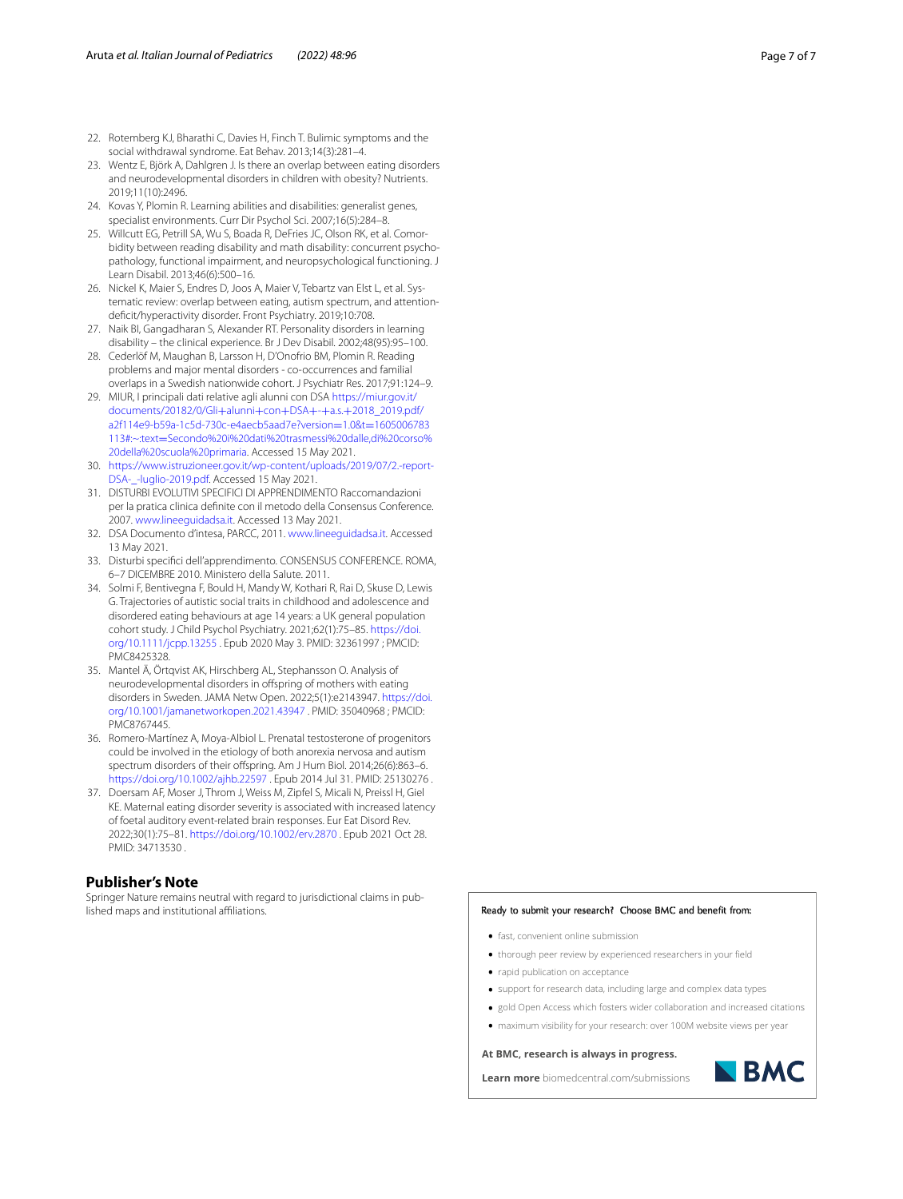22. Rotemberg KJ, Bharathi C, Davies H, Finch T. Bulimic symptoms and the social withdrawal syndrome. Eat Behav. 2013;14(3):281–4.
23. Wentz E, Björk A, Dahlgren J. Is there an overlap between eating disorders and neurodevelopmental disorders in children with obesity? Nutrients. 2019;11(10):2496.
24. Kovas Y, Plomin R. Learning abilities and disabilities: generalist genes, specialist environments. Curr Dir Psychol Sci. 2007;16(5):284–8.
25. Willcutt EG, Petrill SA, Wu S, Boada R, DeFries JC, Olson RK, et al. Comorbidity between reading disability and math disability: concurrent psychopathology, functional impairment, and neuropsychological functioning. J Learn Disabil. 2013;46(6):500–16.
26. Nickel K, Maier S, Endres D, Joos A, Maier V, Tebartz van Elst L, et al. Systematic review: overlap between eating, autism spectrum, and attention-deficit/hyperactivity disorder. Front Psychiatry. 2019;10:708.
27. Naik BI, Gangadharan S, Alexander RT. Personality disorders in learning disability – the clinical experience. Br J Dev Disabil. 2002;48(95):95–100.
28. Cederlöf M, Maughan B, Larsson H, D'Onofrio BM, Plomin R. Reading problems and major mental disorders - co-occurrences and familial overlaps in a Swedish nationwide cohort. J Psychiatr Res. 2017;91:124–9.
29. MIUR, I principali dati relative agli alunni con DSA https://miur.gov.it/documents/20182/0/Gli+alunni+con+DSA+-+a.s.+2018_2019.pdf/a2f114e9-b59a-1c5d-730c-e4aecb5aad7e?version=1.0&t=1605006783113#:~:text=Secondo%20i%20dati%20trasmessi%20dalle,di%20corso%20della%20scuola%20primaria. Accessed 15 May 2021.
30. https://www.istruzioneer.gov.it/wp-content/uploads/2019/07/2.-report-DSA-_-luglio-2019.pdf. Accessed 15 May 2021.
31. DISTURBI EVOLUTIVI SPECIFICI DI APPRENDIMENTO Raccomandazioni per la pratica clinica definite con il metodo della Consensus Conference. 2007. www.lineeguidadsa.it. Accessed 13 May 2021.
32. DSA Documento d'intesa, PARCC, 2011. www.lineeguidadsa.it. Accessed 13 May 2021.
33. Disturbi specifici dell'apprendimento. CONSENSUS CONFERENCE. ROMA, 6–7 DICEMBRE 2010. Ministero della Salute. 2011.
34. Solmi F, Bentivegna F, Bould H, Mandy W, Kothari R, Rai D, Skuse D, Lewis G. Trajectories of autistic social traits in childhood and adolescence and disordered eating behaviours at age 14 years: a UK general population cohort study. J Child Psychol Psychiatry. 2021;62(1):75–85. https://doi.org/10.1111/jcpp.13255 . Epub 2020 May 3. PMID: 32361997 ; PMCID: PMC8425328.
35. Mantel Ä, Örtqvist AK, Hirschberg AL, Stephansson O. Analysis of neurodevelopmental disorders in offspring of mothers with eating disorders in Sweden. JAMA Netw Open. 2022;5(1):e2143947. https://doi.org/10.1001/jamanetworkopen.2021.43947 . PMID: 35040968 ; PMCID: PMC8767445.
36. Romero-Martínez A, Moya-Albiol L. Prenatal testosterone of progenitors could be involved in the etiology of both anorexia nervosa and autism spectrum disorders of their offspring. Am J Hum Biol. 2014;26(6):863–6. https://doi.org/10.1002/ajhb.22597 . Epub 2014 Jul 31. PMID: 25130276 .
37. Doersam AF, Moser J, Throm J, Weiss M, Zipfel S, Micali N, Preissl H, Giel KE. Maternal eating disorder severity is associated with increased latency of foetal auditory event-related brain responses. Eur Eat Disord Rev. 2022;30(1):75–81. https://doi.org/10.1002/erv.2870 . Epub 2021 Oct 28. PMID: 34713530 .

## Publisher's Note

Springer Nature remains neutral with regard to jurisdictional claims in published maps and institutional affiliations.

Ready to submit your research? Choose BMC and benefit from:

- fast, convenient online submission
- thorough peer review by experienced researchers in your field
- rapid publication on acceptance
- support for research data, including large and complex data types
- gold Open Access which fosters wider collaboration and increased citations
- maximum visibility for your research: over 100M website views per year

**At BMC, research is always in progress.**

**Learn more** biomedcentral.com/submissions

BMC